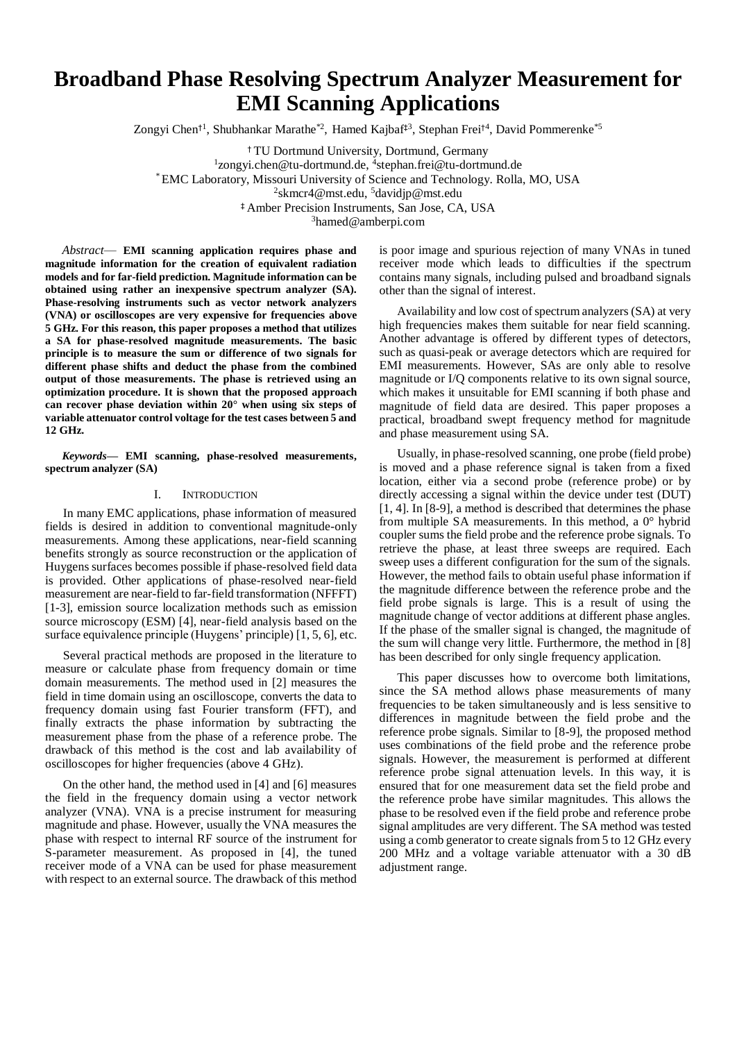# Broadband Phase Resolving Spectrum Analyzer Measurement for EMI Scanning Applications

Zongyi Chen[†1], Shubhankar Marathe[*2], Hamed Kajbaf[‡3], Stephan Frei[†4], David Pommerenke[*5]

[†] TU Dortmund University, Dortmund, Germany
[1]zongyi.chen@tu-dortmund.de, [4]stephan.frei@tu-dortmund.de
[*] EMC Laboratory, Missouri University of Science and Technology. Rolla, MO, USA
[2]skmcr4@mst.edu, [5]davidjp@mst.edu
[‡] Amber Precision Instruments, San Jose, CA, USA
[3]hamed@amberpi.com

*Abstract*— **EMI scanning application requires phase and magnitude information for the creation of equivalent radiation models and for far-field prediction. Magnitude information can be obtained using rather an inexpensive spectrum analyzer (SA). Phase-resolving instruments such as vector network analyzers (VNA) or oscilloscopes are very expensive for frequencies above 5 GHz. For this reason, this paper proposes a method that utilizes a SA for phase-resolved magnitude measurements. The basic principle is to measure the sum or difference of two signals for different phase shifts and deduct the phase from the combined output of those measurements. The phase is retrieved using an optimization procedure. It is shown that the proposed approach can recover phase deviation within 20° when using six steps of variable attenuator control voltage for the test cases between 5 and 12 GHz.**

***Keywords*— EMI scanning, phase-resolved measurements, spectrum analyzer (SA)**

## I. Introduction

In many EMC applications, phase information of measured fields is desired in addition to conventional magnitude-only measurements. Among these applications, near-field scanning benefits strongly as source reconstruction or the application of Huygens surfaces becomes possible if phase-resolved field data is provided. Other applications of phase-resolved near-field measurement are near-field to far-field transformation (NFFFT) [1-3], emission source localization methods such as emission source microscopy (ESM) [4], near-field analysis based on the surface equivalence principle (Huygens' principle) [1, 5, 6], etc.

Several practical methods are proposed in the literature to measure or calculate phase from frequency domain or time domain measurements. The method used in [2] measures the field in time domain using an oscilloscope, converts the data to frequency domain using fast Fourier transform (FFT), and finally extracts the phase information by subtracting the measurement phase from the phase of a reference probe. The drawback of this method is the cost and lab availability of oscilloscopes for higher frequencies (above 4 GHz).

On the other hand, the method used in [4] and [6] measures the field in the frequency domain using a vector network analyzer (VNA). VNA is a precise instrument for measuring magnitude and phase. However, usually the VNA measures the phase with respect to internal RF source of the instrument for S-parameter measurement. As proposed in [4], the tuned receiver mode of a VNA can be used for phase measurement with respect to an external source. The drawback of this method is poor image and spurious rejection of many VNAs in tuned receiver mode which leads to difficulties if the spectrum contains many signals, including pulsed and broadband signals other than the signal of interest.

Availability and low cost of spectrum analyzers (SA) at very high frequencies makes them suitable for near field scanning. Another advantage is offered by different types of detectors, such as quasi-peak or average detectors which are required for EMI measurements. However, SAs are only able to resolve magnitude or I/Q components relative to its own signal source, which makes it unsuitable for EMI scanning if both phase and magnitude of field data are desired. This paper proposes a practical, broadband swept frequency method for magnitude and phase measurement using SA.

Usually, in phase-resolved scanning, one probe (field probe) is moved and a phase reference signal is taken from a fixed location, either via a second probe (reference probe) or by directly accessing a signal within the device under test (DUT) [1, 4]. In [8-9], a method is described that determines the phase from multiple SA measurements. In this method, a 0° hybrid coupler sums the field probe and the reference probe signals. To retrieve the phase, at least three sweeps are required. Each sweep uses a different configuration for the sum of the signals. However, the method fails to obtain useful phase information if the magnitude difference between the reference probe and the field probe signals is large. This is a result of using the magnitude change of vector additions at different phase angles. If the phase of the smaller signal is changed, the magnitude of the sum will change very little. Furthermore, the method in [8] has been described for only single frequency application.

This paper discusses how to overcome both limitations, since the SA method allows phase measurements of many frequencies to be taken simultaneously and is less sensitive to differences in magnitude between the field probe and the reference probe signals. Similar to [8-9], the proposed method uses combinations of the field probe and the reference probe signals. However, the measurement is performed at different reference probe signal attenuation levels. In this way, it is ensured that for one measurement data set the field probe and the reference probe have similar magnitudes. This allows the phase to be resolved even if the field probe and reference probe signal amplitudes are very different. The SA method was tested using a comb generator to create signals from 5 to 12 GHz every 200 MHz and a voltage variable attenuator with a 30 dB adjustment range.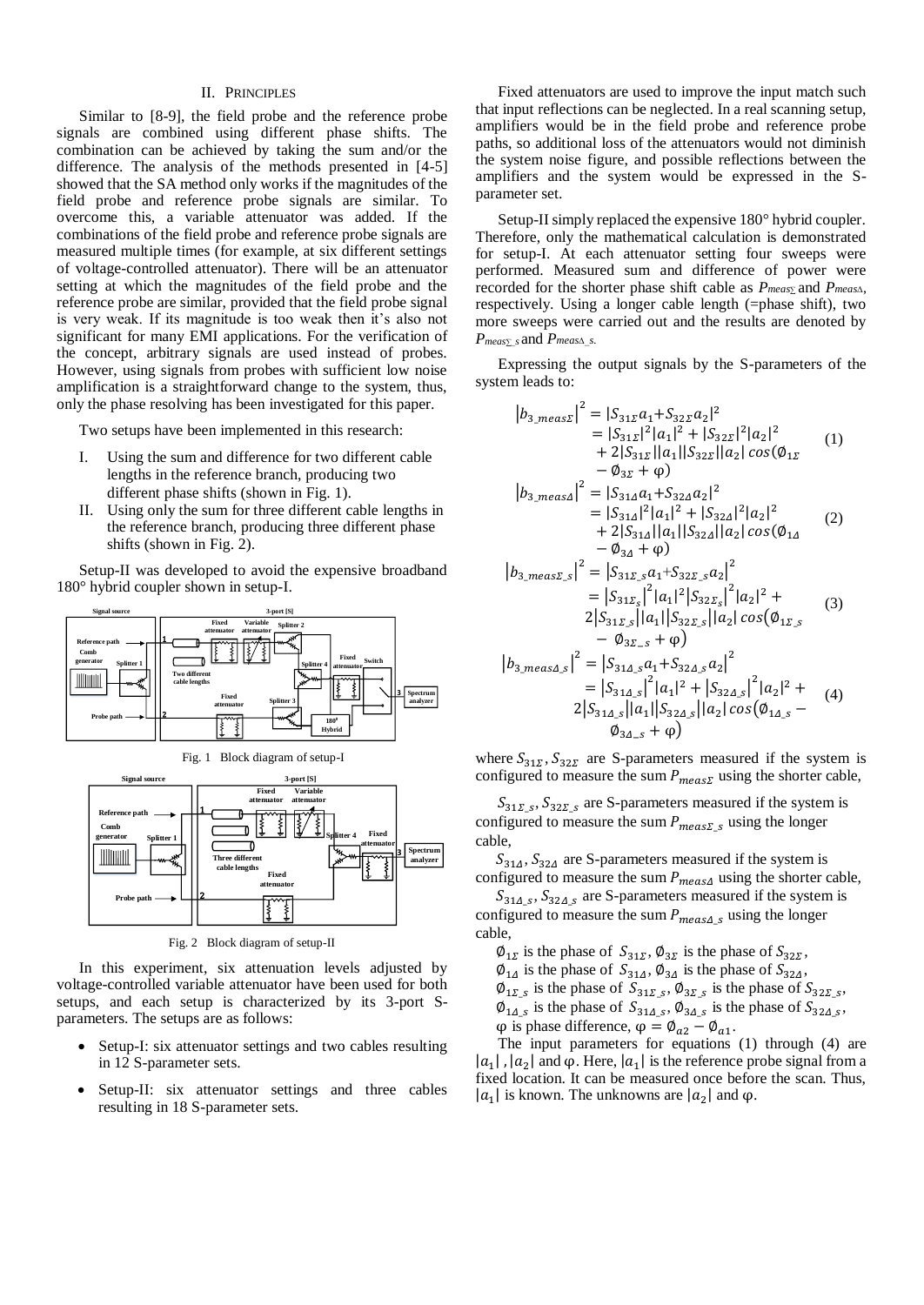## II. Principles

Similar to [8-9], the field probe and the reference probe signals are combined using different phase shifts. The combination can be achieved by taking the sum and/or the difference. The analysis of the methods presented in [4-5] showed that the SA method only works if the magnitudes of the field probe and reference probe signals are similar. To overcome this, a variable attenuator was added. If the combinations of the field probe and reference probe signals are measured multiple times (for example, at six different settings of voltage-controlled attenuator). There will be an attenuator setting at which the magnitudes of the field probe and the reference probe are similar, provided that the field probe signal is very weak. If its magnitude is too weak then it's also not significant for many EMI applications. For the verification of the concept, arbitrary signals are used instead of probes. However, using signals from probes with sufficient low noise amplification is a straightforward change to the system, thus, only the phase resolving has been investigated for this paper.

Two setups have been implemented in this research:

I. Using the sum and difference for two different cable lengths in the reference branch, producing two different phase shifts (shown in Fig. 1).
II. Using only the sum for three different cable lengths in the reference branch, producing three different phase shifts (shown in Fig. 2).

Setup-II was developed to avoid the expensive broadband 180° hybrid coupler shown in setup-I.

Fig. 1 Block diagram of setup-I

Fig. 2 Block diagram of setup-II

In this experiment, six attenuation levels adjusted by voltage-controlled variable attenuator have been used for both setups, and each setup is characterized by its 3-port S-parameters. The setups are as follows:

- Setup-I: six attenuator settings and two cables resulting in 12 S-parameter sets.
- Setup-II: six attenuator settings and three cables resulting in 18 S-parameter sets.

Fixed attenuators are used to improve the input match such that input reflections can be neglected. In a real scanning setup, amplifiers would be in the field probe and reference probe paths, so additional loss of the attenuators would not diminish the system noise figure, and possible reflections between the amplifiers and the system would be expressed in the S-parameter set.

Setup-II simply replaced the expensive 180° hybrid coupler. Therefore, only the mathematical calculation is demonstrated for setup-I. At each attenuator setting four sweeps were performed. Measured sum and difference of power were recorded for the shorter phase shift cable as $P_{meas\Sigma}$ and $P_{meas\Delta}$, respectively. Using a longer cable length (=phase shift), two more sweeps were carried out and the results are denoted by $P_{meas\Sigma\_s}$ and $P_{meas\Delta\_s}$.

Expressing the output signals by the S-parameters of the system leads to:

$$\begin{aligned}|b_{3\_meas\Sigma}|^2 &= |S_{31\Sigma}a_1+S_{32\Sigma}a_2|^2 \\ &= |S_{31\Sigma}|^2|a_1|^2 + |S_{32\Sigma}|^2|a_2|^2 \\ &\quad + 2|S_{31\Sigma}||a_1||S_{32\Sigma}||a_2|\cos(\emptyset_{1\Sigma} \\ &\quad - \emptyset_{3\Sigma} + \varphi)\end{aligned} \tag{1}$$

$$\begin{aligned}|b_{3\_meas\Delta}|^2 &= |S_{31\Delta}a_1+S_{32\Delta}a_2|^2 \\ &= |S_{31\Delta}|^2|a_1|^2 + |S_{32\Delta}|^2|a_2|^2 \\ &\quad + 2|S_{31\Delta}||a_1||S_{32\Delta}||a_2|\cos(\emptyset_{1\Delta} \\ &\quad - \emptyset_{3\Delta} + \varphi)\end{aligned} \tag{2}$$

$$\begin{aligned}|b_{3\_meas\Sigma\_s}|^2 &= |S_{31\Sigma\_s}a_1+S_{32\Sigma\_s}a_2|^2 \\ &= |S_{31\Sigma_s}|^2|a_1|^2|S_{32\Sigma_s}|^2|a_2|^2 + \\ &\quad 2|S_{31\Sigma\_s}||a_1||S_{32\Sigma\_s}||a_2|\cos(\emptyset_{1\Sigma\_s} \\ &\quad - \emptyset_{3\Sigma\_s} + \varphi)\end{aligned} \tag{3}$$

$$\begin{aligned}|b_{3\_meas\Delta\_s}|^2 &= |S_{31\Delta\_s}a_1+S_{32\Delta\_s}a_2|^2 \\ &= |S_{31\Delta\_s}|^2|a_1|^2 + |S_{32\Delta\_s}|^2|a_2|^2 + \\ &\quad 2|S_{31\Delta\_s}||a_1||S_{32\Delta\_s}||a_2|\cos(\emptyset_{1\Delta\_s} - \\ &\quad \emptyset_{3\Delta\_s} + \varphi)\end{aligned} \tag{4}$$

where $S_{31\Sigma}$, $S_{32\Sigma}$ are S-parameters measured if the system is configured to measure the sum $P_{meas\Sigma}$ using the shorter cable,

$S_{31\Sigma\_s}$, $S_{32\Sigma\_s}$ are S-parameters measured if the system is configured to measure the sum $P_{meas\Sigma\_s}$ using the longer cable,

$S_{31\Delta}$, $S_{32\Delta}$ are S-parameters measured if the system is configured to measure the sum $P_{meas\Delta}$ using the shorter cable,

$S_{31\Delta\_s}$, $S_{32\Delta\_s}$ are S-parameters measured if the system is configured to measure the sum $P_{meas\Delta\_s}$ using the longer cable,

$\emptyset_{1\Sigma}$ is the phase of $S_{31\Sigma}$, $\emptyset_{3\Sigma}$ is the phase of $S_{32\Sigma}$,

$\emptyset_{1\Delta}$ is the phase of $S_{31\Delta}$, $\emptyset_{3\Delta}$ is the phase of $S_{32\Delta}$,

$\emptyset_{1\Sigma\_s}$ is the phase of $S_{31\Sigma\_s}$, $\emptyset_{3\Sigma\_s}$ is the phase of $S_{32\Sigma\_s}$,

$\emptyset_{1\Delta\_s}$ is the phase of $S_{31\Delta\_s}$, $\emptyset_{3\Delta\_s}$ is the phase of $S_{32\Delta\_s}$,

$\varphi$ is phase difference, $\varphi = \emptyset_{a2} - \emptyset_{a1}$.

The input parameters for equations (1) through (4) are $|a_1|$, $|a_2|$ and $\varphi$. Here, $|a_1|$ is the reference probe signal from a fixed location. It can be measured once before the scan. Thus, $|a_1|$ is known. The unknowns are $|a_2|$ and $\varphi$.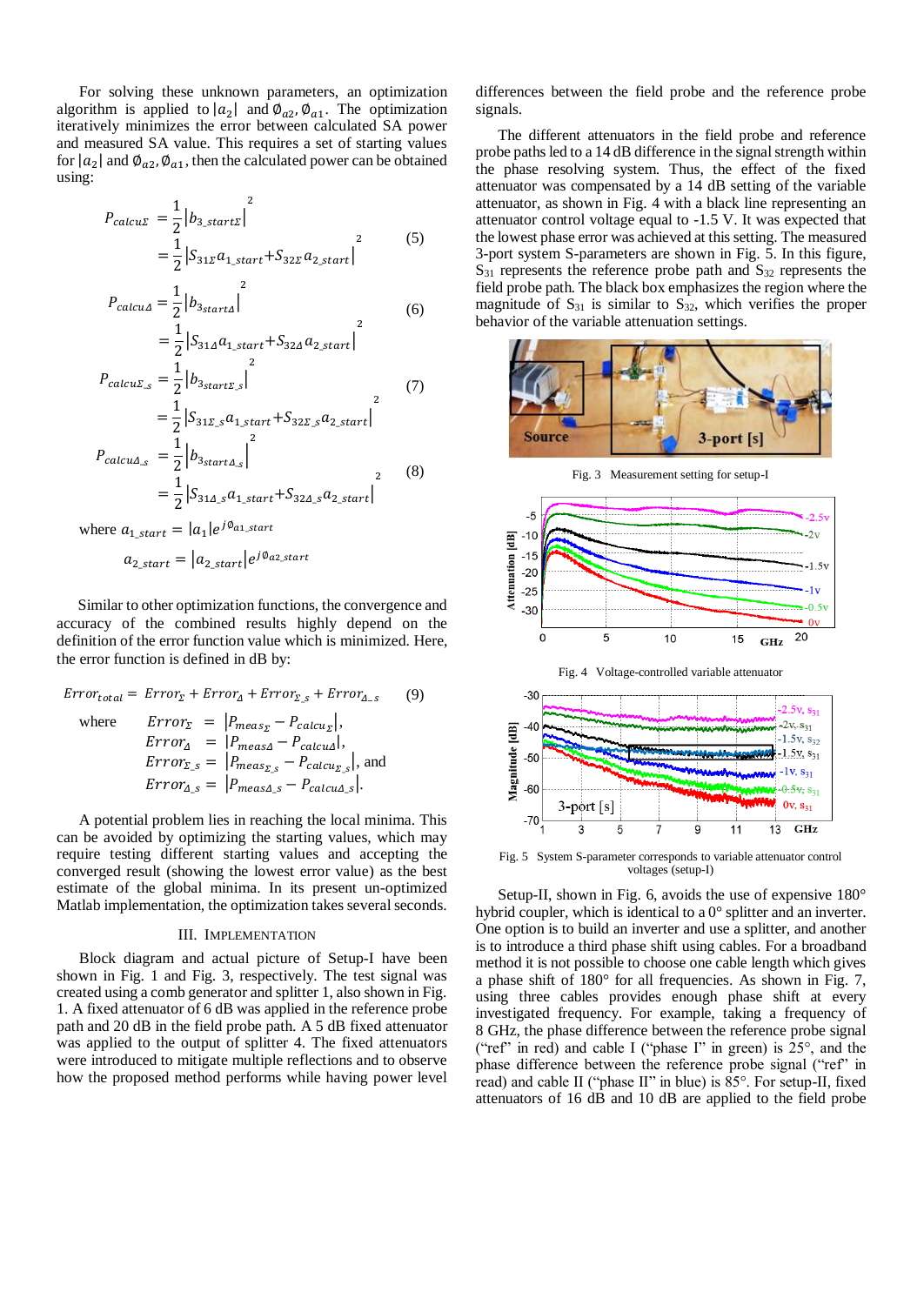For solving these unknown parameters, an optimization algorithm is applied to $|a_2|$ and $\emptyset_{a2}, \emptyset_{a1}$. The optimization iteratively minimizes the error between calculated SA power and measured SA value. This requires a set of starting values for $|a_2|$ and $\emptyset_{a2}, \emptyset_{a1}$, then the calculated power can be obtained using:

$$P_{calcu\Sigma} = \frac{1}{2}\left|b_{3\_start\Sigma}\right|^2 = \frac{1}{2}\left|S_{31\Sigma}a_{1\_start} + S_{32\Sigma}a_{2\_start}\right|^2 \quad (5)$$

$$P_{calcu\Delta} = \frac{1}{2}\left|b_{3start\Delta}\right|^2 = \frac{1}{2}\left|S_{31\Delta}a_{1\_start} + S_{32\Delta}a_{2\_start}\right|^2 \quad (6)$$

$$P_{calcu\Sigma\_s} = \frac{1}{2}\left|b_{3start\Sigma\_s}\right|^2 = \frac{1}{2}\left|S_{31\Sigma\_s}a_{1\_start} + S_{32\Sigma\_s}a_{2\_start}\right|^2 \quad (7)$$

$$P_{calcu\Delta\_s} = \frac{1}{2}\left|b_{3start\Delta\_s}\right|^2 = \frac{1}{2}\left|S_{31\Delta\_s}a_{1\_start} + S_{32\Delta\_s}a_{2\_start}\right|^2 \quad (8)$$

where $a_{1\_start} = |a_1|e^{j\emptyset_{a1\_start}}$

$$a_{2\_start} = \left|a_{2\_start}\right|e^{j\emptyset_{a2\_start}}$$

Similar to other optimization functions, the convergence and accuracy of the combined results highly depend on the definition of the error function value which is minimized. Here, the error function is defined in dB by:

$$Error_{total} = Error_{\Sigma} + Error_{\Delta} + Error_{\Sigma\_s} + Error_{\Delta\_s} \quad (9)$$

where
$Error_{\Sigma} = \left|P_{meas_{\Sigma}} - P_{calcu_{\Sigma}}\right|$,
$Error_{\Delta} = \left|P_{meas\Delta} - P_{calcu\Delta}\right|$,
$Error_{\Sigma\_s} = \left|P_{meas_{\Sigma\_s}} - P_{calcu_{\Sigma\_s}}\right|$, and
$Error_{\Delta\_s} = \left|P_{meas\Delta\_s} - P_{calcu\Delta\_s}\right|$.

A potential problem lies in reaching the local minima. This can be avoided by optimizing the starting values, which may require testing different starting values and accepting the converged result (showing the lowest error value) as the best estimate of the global minima. In its present un-optimized Matlab implementation, the optimization takes several seconds.

## III. Implementation

Block diagram and actual picture of Setup-I have been shown in Fig. 1 and Fig. 3, respectively. The test signal was created using a comb generator and splitter 1, also shown in Fig. 1. A fixed attenuator of 6 dB was applied in the reference probe path and 20 dB in the field probe path. A 5 dB fixed attenuator was applied to the output of splitter 4. The fixed attenuators were introduced to mitigate multiple reflections and to observe how the proposed method performs while having power level differences between the field probe and the reference probe signals.

The different attenuators in the field probe and reference probe paths led to a 14 dB difference in the signal strength within the phase resolving system. Thus, the effect of the fixed attenuator was compensated by a 14 dB setting of the variable attenuator, as shown in Fig. 4 with a black line representing an attenuator control voltage equal to -1.5 V. It was expected that the lowest phase error was achieved at this setting. The measured 3-port system S-parameters are shown in Fig. 5. In this figure, $S_{31}$ represents the reference probe path and $S_{32}$ represents the field probe path. The black box emphasizes the region where the magnitude of $S_{31}$ is similar to $S_{32}$, which verifies the proper behavior of the variable attenuation settings.

Fig. 3 Measurement setting for setup-I

Fig. 4 Voltage-controlled variable attenuator

Fig. 5 System S-parameter corresponds to variable attenuator control voltages (setup-I)

Setup-II, shown in Fig. 6, avoids the use of expensive 180° hybrid coupler, which is identical to a 0° splitter and an inverter. One option is to build an inverter and use a splitter, and another is to introduce a third phase shift using cables. For a broadband method it is not possible to choose one cable length which gives a phase shift of 180° for all frequencies. As shown in Fig. 7, using three cables provides enough phase shift at every investigated frequency. For example, taking a frequency of 8 GHz, the phase difference between the reference probe signal ("ref" in red) and cable I ("phase I" in green) is 25°, and the phase difference between the reference probe signal ("ref" in read) and cable II ("phase II" in blue) is 85°. For setup-II, fixed attenuators of 16 dB and 10 dB are applied to the field probe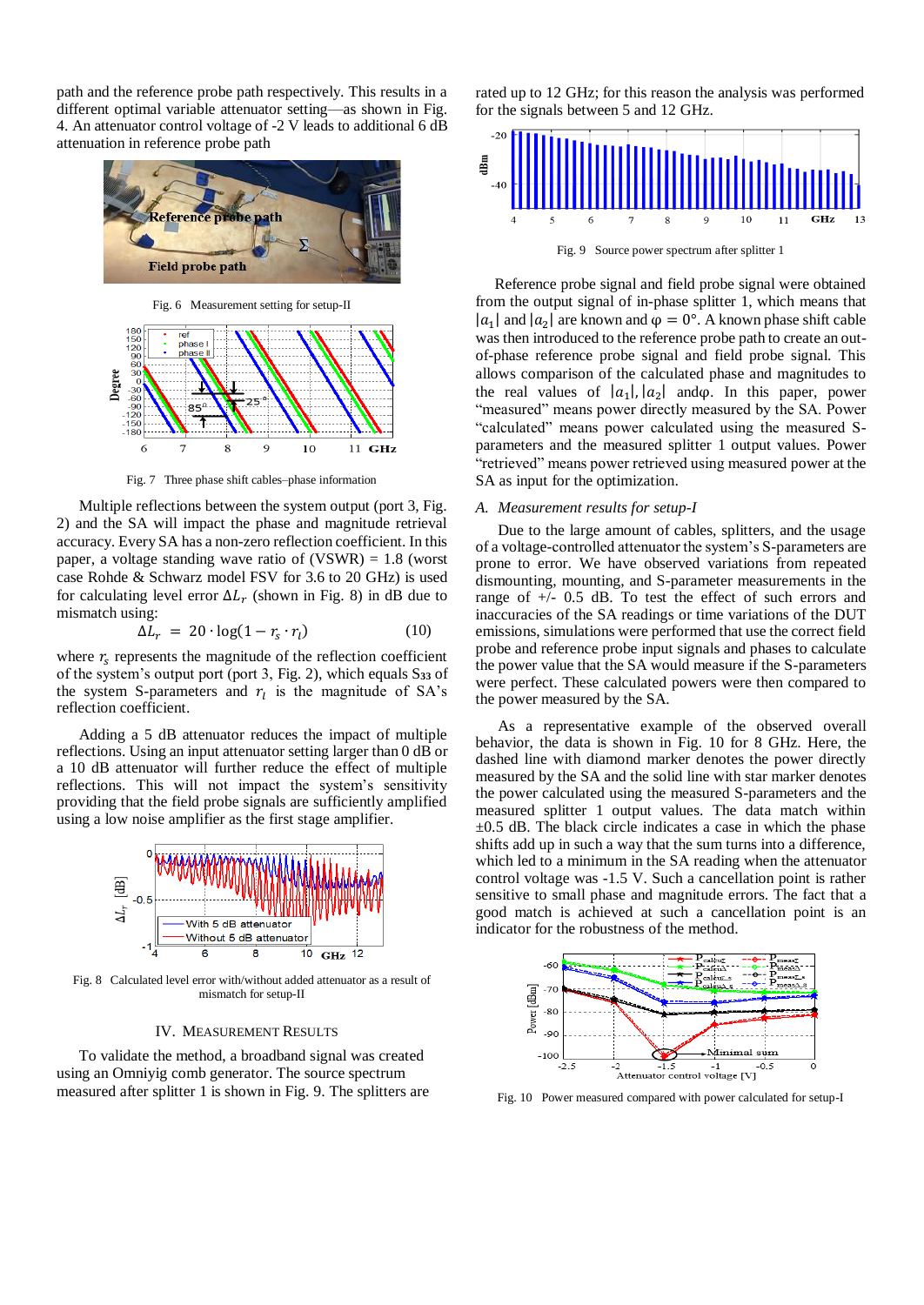path and the reference probe path respectively. This results in a different optimal variable attenuator setting—as shown in Fig. 4. An attenuator control voltage of -2 V leads to additional 6 dB attenuation in reference probe path

Fig. 6 Measurement setting for setup-II

Fig. 7 Three phase shift cables–phase information

Multiple reflections between the system output (port 3, Fig. 2) and the SA will impact the phase and magnitude retrieval accuracy. Every SA has a non-zero reflection coefficient. In this paper, a voltage standing wave ratio of (VSWR) = 1.8 (worst case Rohde & Schwarz model FSV for 3.6 to 20 GHz) is used for calculating level error $\Delta L_r$ (shown in Fig. 8) in dB due to mismatch using:

$$\Delta L_r = 20 \cdot \log(1 - r_s \cdot r_l) \tag{10}$$

where $r_s$ represents the magnitude of the reflection coefficient of the system's output port (port 3, Fig. 2), which equals $S_{33}$ of the system S-parameters and $r_l$ is the magnitude of SA's reflection coefficient.

Adding a 5 dB attenuator reduces the impact of multiple reflections. Using an input attenuator setting larger than 0 dB or a 10 dB attenuator will further reduce the effect of multiple reflections. This will not impact the system's sensitivity providing that the field probe signals are sufficiently amplified using a low noise amplifier as the first stage amplifier.

Fig. 8 Calculated level error with/without added attenuator as a result of mismatch for setup-II

## IV. Measurement Results

To validate the method, a broadband signal was created using an Omniyig comb generator. The source spectrum measured after splitter 1 is shown in Fig. 9. The splitters are rated up to 12 GHz; for this reason the analysis was performed for the signals between 5 and 12 GHz.

Fig. 9 Source power spectrum after splitter 1

Reference probe signal and field probe signal were obtained from the output signal of in-phase splitter 1, which means that $|a_1|$ and $|a_2|$ are known and $\varphi = 0°$. A known phase shift cable was then introduced to the reference probe path to create an out-of-phase reference probe signal and field probe signal. This allows comparison of the calculated phase and magnitudes to the real values of $|a_1|, |a_2|$ and $\varphi$. In this paper, power "measured" means power directly measured by the SA. Power "calculated" means power calculated using the measured S-parameters and the measured splitter 1 output values. Power "retrieved" means power retrieved using measured power at the SA as input for the optimization.

### A. Measurement results for setup-I

Due to the large amount of cables, splitters, and the usage of a voltage-controlled attenuator the system's S-parameters are prone to error. We have observed variations from repeated dismounting, mounting, and S-parameter measurements in the range of +/- 0.5 dB. To test the effect of such errors and inaccuracies of the SA readings or time variations of the DUT emissions, simulations were performed that use the correct field probe and reference probe input signals and phases to calculate the power value that the SA would measure if the S-parameters were perfect. These calculated powers were then compared to the power measured by the SA.

As a representative example of the observed overall behavior, the data is shown in Fig. 10 for 8 GHz. Here, the dashed line with diamond marker denotes the power directly measured by the SA and the solid line with star marker denotes the power calculated using the measured S-parameters and the measured splitter 1 output values. The data match within ±0.5 dB. The black circle indicates a case in which the phase shifts add up in such a way that the sum turns into a difference, which led to a minimum in the SA reading when the attenuator control voltage was -1.5 V. Such a cancellation point is rather sensitive to small phase and magnitude errors. The fact that a good match is achieved at such a cancellation point is an indicator for the robustness of the method.

Fig. 10 Power measured compared with power calculated for setup-I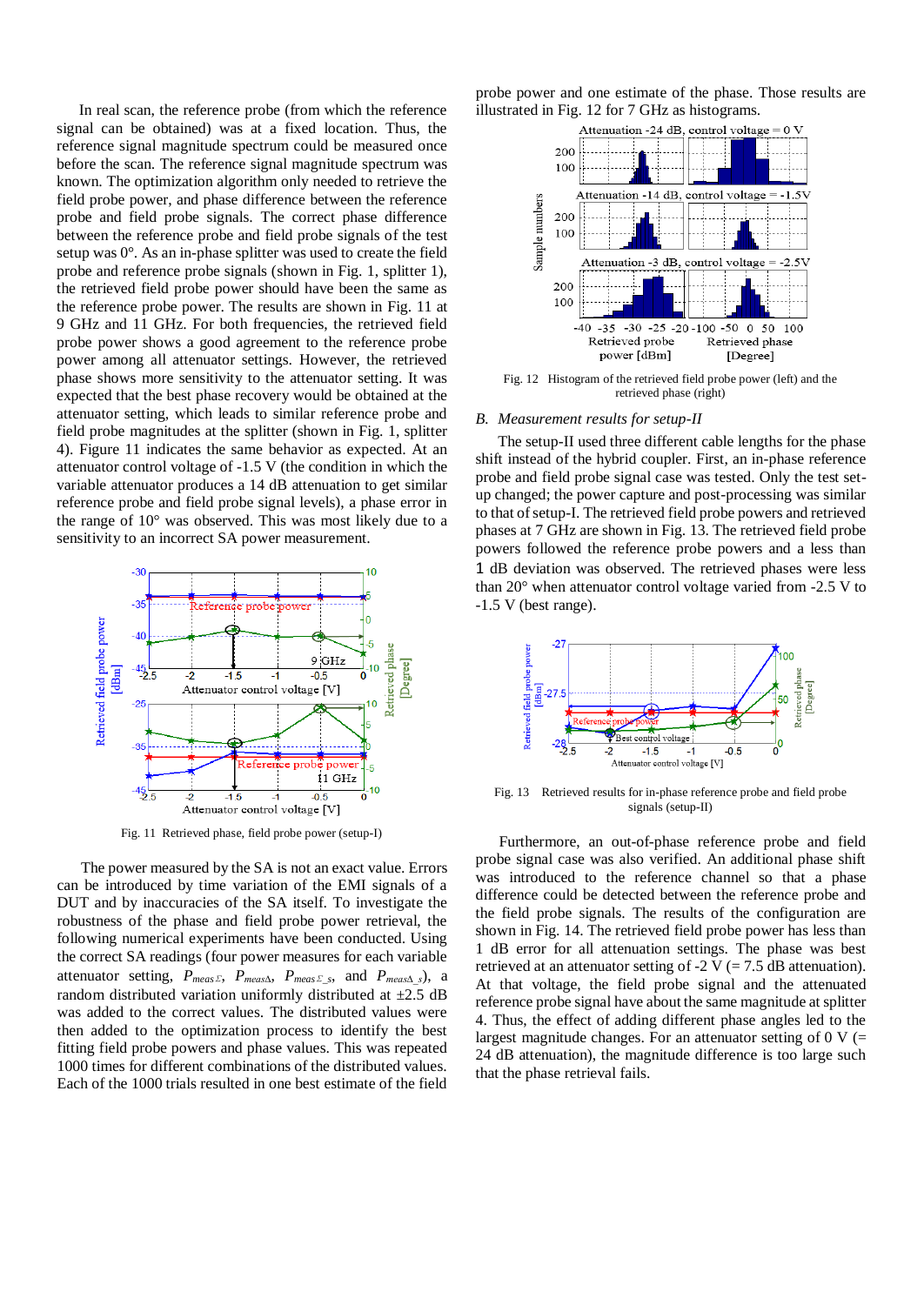In real scan, the reference probe (from which the reference signal can be obtained) was at a fixed location. Thus, the reference signal magnitude spectrum could be measured once before the scan. The reference signal magnitude spectrum was known. The optimization algorithm only needed to retrieve the field probe power, and phase difference between the reference probe and field probe signals. The correct phase difference between the reference probe and field probe signals of the test setup was 0°. As an in-phase splitter was used to create the field probe and reference probe signals (shown in Fig. 1, splitter 1), the retrieved field probe power should have been the same as the reference probe power. The results are shown in Fig. 11 at 9 GHz and 11 GHz. For both frequencies, the retrieved field probe power shows a good agreement to the reference probe power among all attenuator settings. However, the retrieved phase shows more sensitivity to the attenuator setting. It was expected that the best phase recovery would be obtained at the attenuator setting, which leads to similar reference probe and field probe magnitudes at the splitter (shown in Fig. 1, splitter 4). Figure 11 indicates the same behavior as expected. At an attenuator control voltage of -1.5 V (the condition in which the variable attenuator produces a 14 dB attenuation to get similar reference probe and field probe signal levels), a phase error in the range of 10° was observed. This was most likely due to a sensitivity to an incorrect SA power measurement.

Fig. 11 Retrieved phase, field probe power (setup-I)

The power measured by the SA is not an exact value. Errors can be introduced by time variation of the EMI signals of a DUT and by inaccuracies of the SA itself. To investigate the robustness of the phase and field probe power retrieval, the following numerical experiments have been conducted. Using the correct SA readings (four power measures for each variable attenuator setting, $P_{meas\Sigma}$, $P_{meas\Delta}$, $P_{meas\Sigma\_s}$, and $P_{meas\Delta\_s}$), a random distributed variation uniformly distributed at ±2.5 dB was added to the correct values. The distributed values were then added to the optimization process to identify the best fitting field probe powers and phase values. This was repeated 1000 times for different combinations of the distributed values. Each of the 1000 trials resulted in one best estimate of the field probe power and one estimate of the phase. Those results are illustrated in Fig. 12 for 7 GHz as histograms.

Fig. 12 Histogram of the retrieved field probe power (left) and the retrieved phase (right)

## B. Measurement results for setup-II

The setup-II used three different cable lengths for the phase shift instead of the hybrid coupler. First, an in-phase reference probe and field probe signal case was tested. Only the test set-up changed; the power capture and post-processing was similar to that of setup-I. The retrieved field probe powers and retrieved phases at 7 GHz are shown in Fig. 13. The retrieved field probe powers followed the reference probe powers and a less than 1 dB deviation was observed. The retrieved phases were less than 20° when attenuator control voltage varied from -2.5 V to -1.5 V (best range).

Fig. 13 Retrieved results for in-phase reference probe and field probe signals (setup-II)

Furthermore, an out-of-phase reference probe and field probe signal case was also verified. An additional phase shift was introduced to the reference channel so that a phase difference could be detected between the reference probe and the field probe signals. The results of the configuration are shown in Fig. 14. The retrieved field probe power has less than 1 dB error for all attenuation settings. The phase was best retrieved at an attenuator setting of -2 V (= 7.5 dB attenuation). At that voltage, the field probe signal and the attenuated reference probe signal have about the same magnitude at splitter 4. Thus, the effect of adding different phase angles led to the largest magnitude changes. For an attenuator setting of 0 V (= 24 dB attenuation), the magnitude difference is too large such that the phase retrieval fails.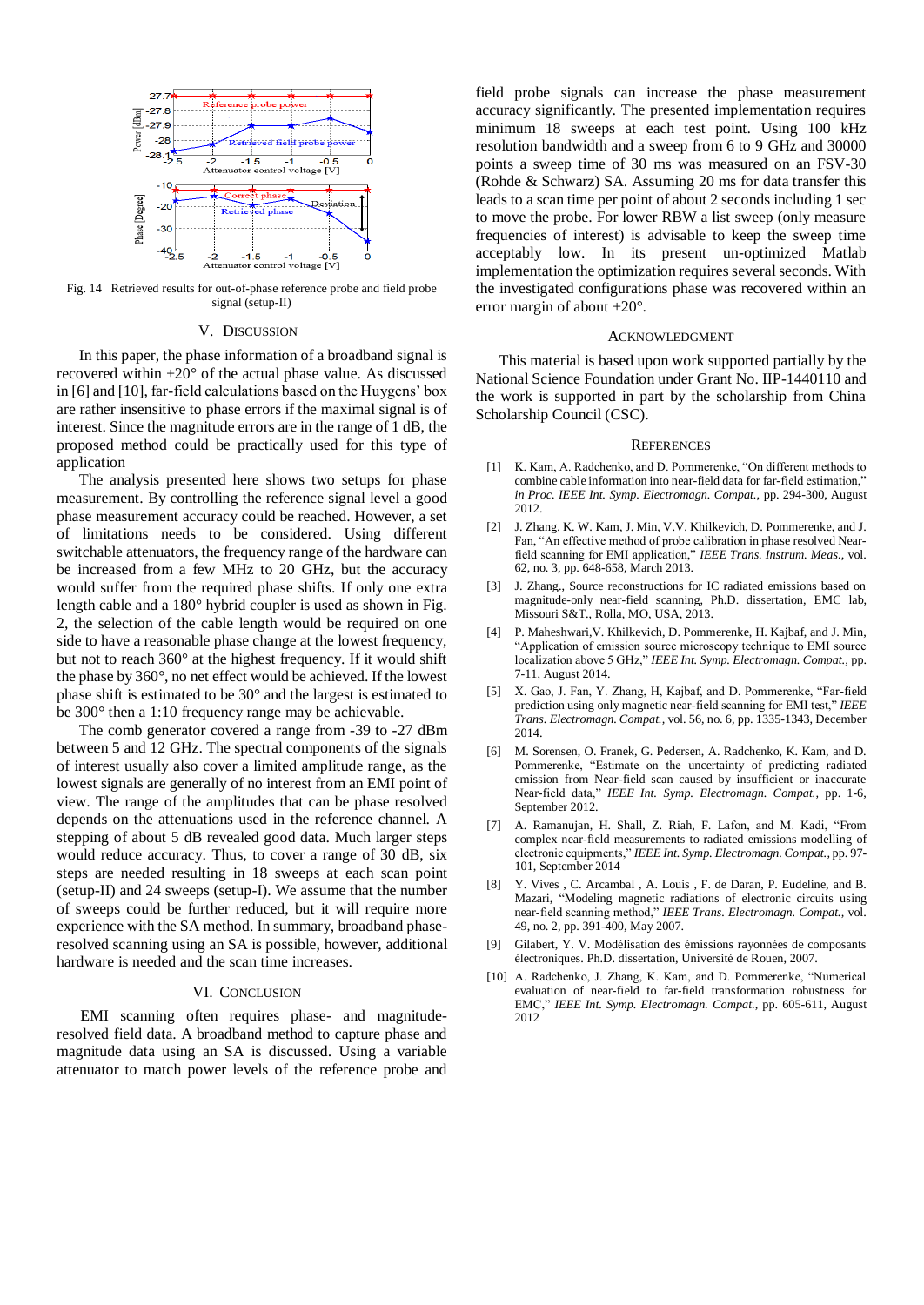-27.7
-27.8
-27.9
-28
-28.1
Power [dBm]
Reference probe power
Retrieved field probe power
-2.5 -2 -1.5 -1 -0.5 0
Attenuator control voltage [V]

-10
-20
-30
-40
Phase [Degree]
Correct phase
Retrieved phase
Deviation
-2.5 -2 -1.5 -1 -0.5 0
Attenuator control voltage [V]

Fig. 14 Retrieved results for out-of-phase reference probe and field probe signal (setup-II)

## V. Discussion

In this paper, the phase information of a broadband signal is recovered within ±20° of the actual phase value. As discussed in [6] and [10], far-field calculations based on the Huygens' box are rather insensitive to phase errors if the maximal signal is of interest. Since the magnitude errors are in the range of 1 dB, the proposed method could be practically used for this type of application

The analysis presented here shows two setups for phase measurement. By controlling the reference signal level a good phase measurement accuracy could be reached. However, a set of limitations needs to be considered. Using different switchable attenuators, the frequency range of the hardware can be increased from a few MHz to 20 GHz, but the accuracy would suffer from the required phase shifts. If only one extra length cable and a 180° hybrid coupler is used as shown in Fig. 2, the selection of the cable length would be required on one side to have a reasonable phase change at the lowest frequency, but not to reach 360° at the highest frequency. If it would shift the phase by 360°, no net effect would be achieved. If the lowest phase shift is estimated to be 30° and the largest is estimated to be 300° then a 1:10 frequency range may be achievable.

The comb generator covered a range from -39 to -27 dBm between 5 and 12 GHz. The spectral components of the signals of interest usually also cover a limited amplitude range, as the lowest signals are generally of no interest from an EMI point of view. The range of the amplitudes that can be phase resolved depends on the attenuations used in the reference channel. A stepping of about 5 dB revealed good data. Much larger steps would reduce accuracy. Thus, to cover a range of 30 dB, six steps are needed resulting in 18 sweeps at each scan point (setup-II) and 24 sweeps (setup-I). We assume that the number of sweeps could be further reduced, but it will require more experience with the SA method. In summary, broadband phase-resolved scanning using an SA is possible, however, additional hardware is needed and the scan time increases.

## VI. Conclusion

EMI scanning often requires phase- and magnitude-resolved field data. A broadband method to capture phase and magnitude data using an SA is discussed. Using a variable attenuator to match power levels of the reference probe and field probe signals can increase the phase measurement accuracy significantly. The presented implementation requires minimum 18 sweeps at each test point. Using 100 kHz resolution bandwidth and a sweep from 6 to 9 GHz and 30000 points a sweep time of 30 ms was measured on an FSV-30 (Rohde & Schwarz) SA. Assuming 20 ms for data transfer this leads to a scan time per point of about 2 seconds including 1 sec to move the probe. For lower RBW a list sweep (only measure frequencies of interest) is advisable to keep the sweep time acceptably low. In its present un-optimized Matlab implementation the optimization requires several seconds. With the investigated configurations phase was recovered within an error margin of about ±20°.

## Acknowledgment

This material is based upon work supported partially by the National Science Foundation under Grant No. IIP-1440110 and the work is supported in part by the scholarship from China Scholarship Council (CSC).

## References

[1] K. Kam, A. Radchenko, and D. Pommerenke, "On different methods to combine cable information into near-field data for far-field estimation," *in Proc. IEEE Int. Symp. Electromagn. Compat.*, pp. 294-300, August 2012.

[2] J. Zhang, K. W. Kam, J. Min, V.V. Khilkevich, D. Pommerenke, and J. Fan, "An effective method of probe calibration in phase resolved Near-field scanning for EMI application," *IEEE Trans. Instrum. Meas.*, vol. 62, no. 3, pp. 648-658, March 2013.

[3] J. Zhang., Source reconstructions for IC radiated emissions based on magnitude-only near-field scanning, Ph.D. dissertation, EMC lab, Missouri S&T., Rolla, MO, USA, 2013.

[4] P. Maheshwari,V. Khilkevich, D. Pommerenke, H. Kajbaf, and J. Min, "Application of emission source microscopy technique to EMI source localization above 5 GHz," *IEEE Int. Symp. Electromagn. Compat.*, pp. 7-11, August 2014.

[5] X. Gao, J. Fan, Y. Zhang, H, Kajbaf, and D. Pommerenke, "Far-field prediction using only magnetic near-field scanning for EMI test," *IEEE Trans. Electromagn. Compat.*, vol. 56, no. 6, pp. 1335-1343, December 2014.

[6] M. Sorensen, O. Franek, G. Pedersen, A. Radchenko, K. Kam, and D. Pommerenke, "Estimate on the uncertainty of predicting radiated emission from Near-field scan caused by insufficient or inaccurate Near-field data," *IEEE Int. Symp. Electromagn. Compat.*, pp. 1-6, September 2012.

[7] A. Ramanujan, H. Shall, Z. Riah, F. Lafon, and M. Kadi, "From complex near-field measurements to radiated emissions modelling of electronic equipments," *IEEE Int. Symp. Electromagn. Compat.*, pp. 97-101, September 2014

[8] Y. Vives , C. Arcambal , A. Louis , F. de Daran, P. Eudeline, and B. Mazari, "Modeling magnetic radiations of electronic circuits using near-field scanning method," *IEEE Trans. Electromagn. Compat.*, vol. 49, no. 2, pp. 391-400, May 2007.

[9] Gilabert, Y. V. Modélisation des émissions rayonnées de composants électroniques. Ph.D. dissertation, Université de Rouen, 2007.

[10] A. Radchenko, J. Zhang, K. Kam, and D. Pommerenke, "Numerical evaluation of near-field to far-field transformation robustness for EMC," *IEEE Int. Symp. Electromagn. Compat.*, pp. 605-611, August 2012